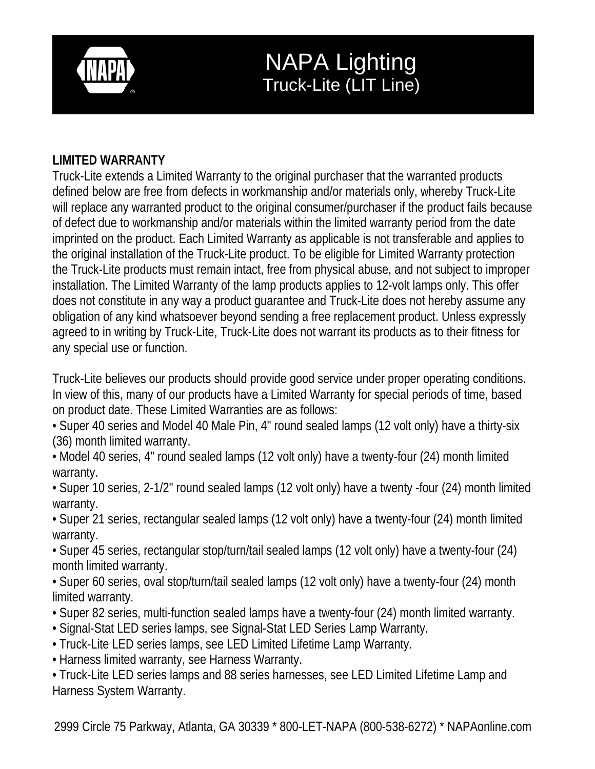# NAPA Lighting

## Truck-Lite (LIT Line)

**LIMITED WARRANTY**

Truck-Lite extends a Limited Warranty to the original purchaser that the warranted products defined below are free from defects in workmanship and/or materials only, whereby Truck-Lite will replace any warranted product to the original consumer/purchaser if the product fails because of defect due to workmanship and/or materials within the limited warranty period from the date imprinted on the product. Each Limited Warranty as applicable is not transferable and applies to the original installation of the Truck-Lite product. To be eligible for Limited Warranty protection the Truck-Lite products must remain intact, free from physical abuse, and not subject to improper installation. The Limited Warranty of the lamp products applies to 12-volt lamps only. This offer does not constitute in any way a product guarantee and Truck-Lite does not hereby assume any obligation of any kind whatsoever beyond sending a free replacement product. Unless expressly agreed to in writing by Truck-Lite, Truck-Lite does not warrant its products as to their fitness for any special use or function.

Truck-Lite believes our products should provide good service under proper operating conditions. In view of this, many of our products have a Limited Warranty for special periods of time, based on product date. These Limited Warranties are as follows:

- Super 40 series and Model 40 Male Pin, 4" round sealed lamps (12 volt only) have a thirty-six (36) month limited warranty.
- Model 40 series, 4" round sealed lamps (12 volt only) have a twenty-four (24) month limited warranty.
- Super 10 series, 2-1/2" round sealed lamps (12 volt only) have a twenty -four (24) month limited warranty.
- Super 21 series, rectangular sealed lamps (12 volt only) have a twenty-four (24) month limited warranty.
- Super 45 series, rectangular stop/turn/tail sealed lamps (12 volt only) have a twenty-four (24) month limited warranty.
- Super 60 series, oval stop/turn/tail sealed lamps (12 volt only) have a twenty-four (24) month limited warranty.
- Super 82 series, multi-function sealed lamps have a twenty-four (24) month limited warranty.
- Signal-Stat LED series lamps, see Signal-Stat LED Series Lamp Warranty.
- Truck-Lite LED series lamps, see LED Limited Lifetime Lamp Warranty.
- Harness limited warranty, see Harness Warranty.
- Truck-Lite LED series lamps and 88 series harnesses, see LED Limited Lifetime Lamp and Harness System Warranty.

2999 Circle 75 Parkway, Atlanta, GA 30339 * 800-LET-NAPA (800-538-6272) * NAPAonline.com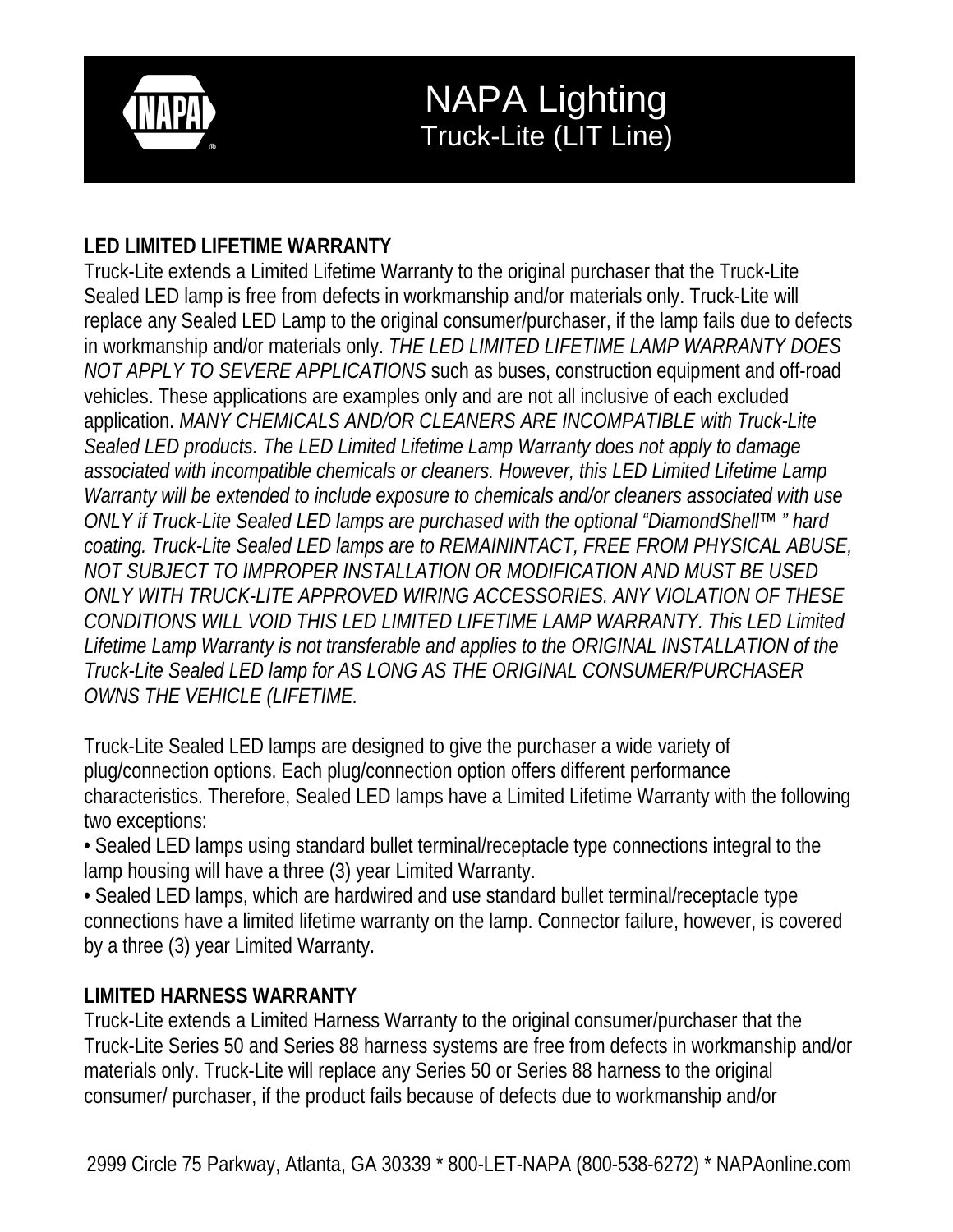# NAPA Lighting

## Truck-Lite (LIT Line)

**LED LIMITED LIFETIME WARRANTY**

Truck-Lite extends a Limited Lifetime Warranty to the original purchaser that the Truck-Lite Sealed LED lamp is free from defects in workmanship and/or materials only. Truck-Lite will replace any Sealed LED Lamp to the original consumer/purchaser, if the lamp fails due to defects in workmanship and/or materials only. *THE LED LIMITED LIFETIME LAMP WARRANTY DOES NOT APPLY TO SEVERE APPLICATIONS* such as buses, construction equipment and off-road vehicles. These applications are examples only and are not all inclusive of each excluded application. *MANY CHEMICALS AND/OR CLEANERS ARE INCOMPATIBLE with Truck-Lite Sealed LED products. The LED Limited Lifetime Lamp Warranty does not apply to damage associated with incompatible chemicals or cleaners. However, this LED Limited Lifetime Lamp Warranty will be extended to include exposure to chemicals and/or cleaners associated with use ONLY if Truck-Lite Sealed LED lamps are purchased with the optional "DiamondShell™ " hard coating. Truck-Lite Sealed LED lamps are to REMAININTACT, FREE FROM PHYSICAL ABUSE, NOT SUBJECT TO IMPROPER INSTALLATION OR MODIFICATION AND MUST BE USED ONLY WITH TRUCK-LITE APPROVED WIRING ACCESSORIES. ANY VIOLATION OF THESE CONDITIONS WILL VOID THIS LED LIMITED LIFETIME LAMP WARRANTY. This LED Limited Lifetime Lamp Warranty is not transferable and applies to the ORIGINAL INSTALLATION of the Truck-Lite Sealed LED lamp for AS LONG AS THE ORIGINAL CONSUMER/PURCHASER OWNS THE VEHICLE (LIFETIME.*

Truck-Lite Sealed LED lamps are designed to give the purchaser a wide variety of plug/connection options. Each plug/connection option offers different performance characteristics. Therefore, Sealed LED lamps have a Limited Lifetime Warranty with the following two exceptions:

- Sealed LED lamps using standard bullet terminal/receptacle type connections integral to the lamp housing will have a three (3) year Limited Warranty.
- Sealed LED lamps, which are hardwired and use standard bullet terminal/receptacle type connections have a limited lifetime warranty on the lamp. Connector failure, however, is covered by a three (3) year Limited Warranty.

**LIMITED HARNESS WARRANTY**

Truck-Lite extends a Limited Harness Warranty to the original consumer/purchaser that the Truck-Lite Series 50 and Series 88 harness systems are free from defects in workmanship and/or materials only. Truck-Lite will replace any Series 50 or Series 88 harness to the original consumer/ purchaser, if the product fails because of defects due to workmanship and/or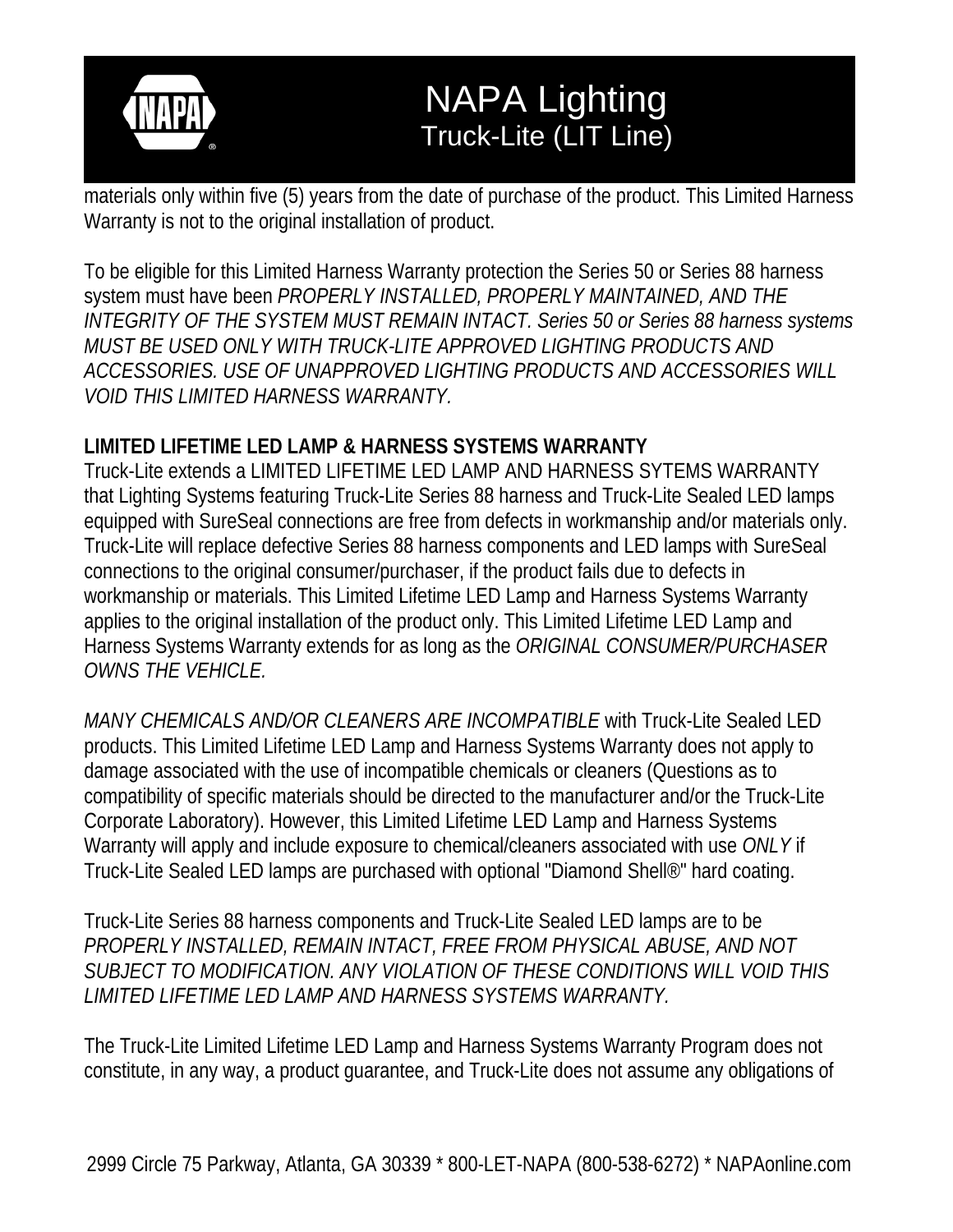materials only within five (5) years from the date of purchase of the product. This Limited Harness Warranty is not to the original installation of product.

To be eligible for this Limited Harness Warranty protection the Series 50 or Series 88 harness system must have been *PROPERLY INSTALLED, PROPERLY MAINTAINED, AND THE INTEGRITY OF THE SYSTEM MUST REMAIN INTACT. Series 50 or Series 88 harness systems MUST BE USED ONLY WITH TRUCK-LITE APPROVED LIGHTING PRODUCTS AND ACCESSORIES. USE OF UNAPPROVED LIGHTING PRODUCTS AND ACCESSORIES WILL VOID THIS LIMITED HARNESS WARRANTY.*

**LIMITED LIFETIME LED LAMP & HARNESS SYSTEMS WARRANTY**

Truck-Lite extends a LIMITED LIFETIME LED LAMP AND HARNESS SYTEMS WARRANTY that Lighting Systems featuring Truck-Lite Series 88 harness and Truck-Lite Sealed LED lamps equipped with SureSeal connections are free from defects in workmanship and/or materials only. Truck-Lite will replace defective Series 88 harness components and LED lamps with SureSeal connections to the original consumer/purchaser, if the product fails due to defects in workmanship or materials. This Limited Lifetime LED Lamp and Harness Systems Warranty applies to the original installation of the product only. This Limited Lifetime LED Lamp and Harness Systems Warranty extends for as long as the *ORIGINAL CONSUMER/PURCHASER OWNS THE VEHICLE.*

*MANY CHEMICALS AND/OR CLEANERS ARE INCOMPATIBLE* with Truck-Lite Sealed LED products. This Limited Lifetime LED Lamp and Harness Systems Warranty does not apply to damage associated with the use of incompatible chemicals or cleaners (Questions as to compatibility of specific materials should be directed to the manufacturer and/or the Truck-Lite Corporate Laboratory). However, this Limited Lifetime LED Lamp and Harness Systems Warranty will apply and include exposure to chemical/cleaners associated with use *ONLY* if Truck-Lite Sealed LED lamps are purchased with optional "Diamond Shell®" hard coating.

Truck-Lite Series 88 harness components and Truck-Lite Sealed LED lamps are to be *PROPERLY INSTALLED, REMAIN INTACT, FREE FROM PHYSICAL ABUSE, AND NOT SUBJECT TO MODIFICATION. ANY VIOLATION OF THESE CONDITIONS WILL VOID THIS LIMITED LIFETIME LED LAMP AND HARNESS SYSTEMS WARRANTY.*

The Truck-Lite Limited Lifetime LED Lamp and Harness Systems Warranty Program does not constitute, in any way, a product guarantee, and Truck-Lite does not assume any obligations of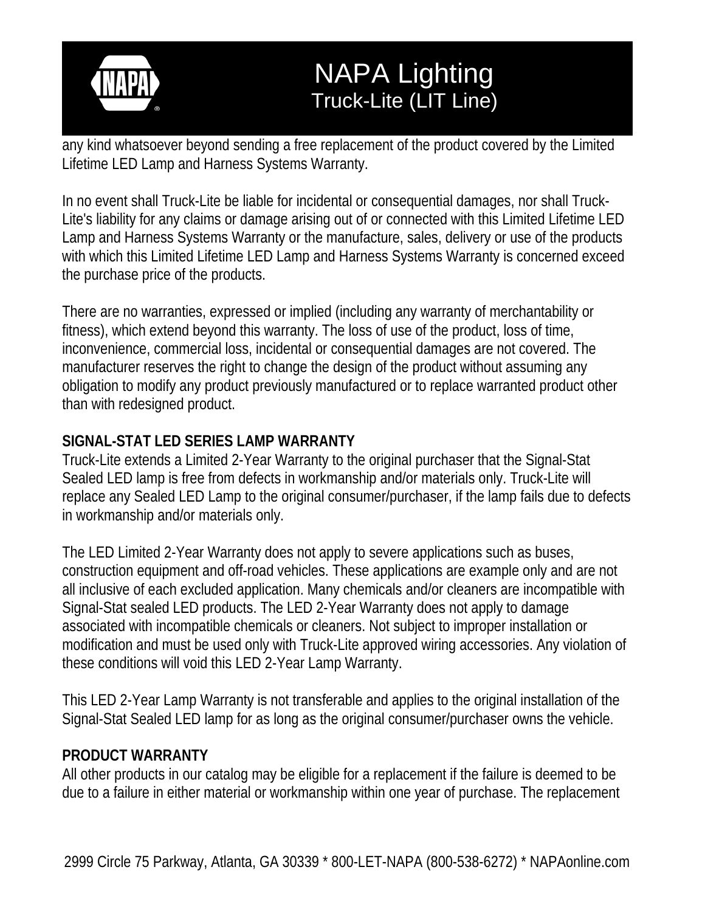any kind whatsoever beyond sending a free replacement of the product covered by the Limited Lifetime LED Lamp and Harness Systems Warranty.

In no event shall Truck-Lite be liable for incidental or consequential damages, nor shall Truck-Lite's liability for any claims or damage arising out of or connected with this Limited Lifetime LED Lamp and Harness Systems Warranty or the manufacture, sales, delivery or use of the products with which this Limited Lifetime LED Lamp and Harness Systems Warranty is concerned exceed the purchase price of the products.

There are no warranties, expressed or implied (including any warranty of merchantability or fitness), which extend beyond this warranty. The loss of use of the product, loss of time, inconvenience, commercial loss, incidental or consequential damages are not covered. The manufacturer reserves the right to change the design of the product without assuming any obligation to modify any product previously manufactured or to replace warranted product other than with redesigned product.

**SIGNAL-STAT LED SERIES LAMP WARRANTY**

Truck-Lite extends a Limited 2-Year Warranty to the original purchaser that the Signal-Stat Sealed LED lamp is free from defects in workmanship and/or materials only. Truck-Lite will replace any Sealed LED Lamp to the original consumer/purchaser, if the lamp fails due to defects in workmanship and/or materials only.

The LED Limited 2-Year Warranty does not apply to severe applications such as buses, construction equipment and off-road vehicles. These applications are example only and are not all inclusive of each excluded application. Many chemicals and/or cleaners are incompatible with Signal-Stat sealed LED products. The LED 2-Year Warranty does not apply to damage associated with incompatible chemicals or cleaners. Not subject to improper installation or modification and must be used only with Truck-Lite approved wiring accessories. Any violation of these conditions will void this LED 2-Year Lamp Warranty.

This LED 2-Year Lamp Warranty is not transferable and applies to the original installation of the Signal-Stat Sealed LED lamp for as long as the original consumer/purchaser owns the vehicle.

**PRODUCT WARRANTY**

All other products in our catalog may be eligible for a replacement if the failure is deemed to be due to a failure in either material or workmanship within one year of purchase. The replacement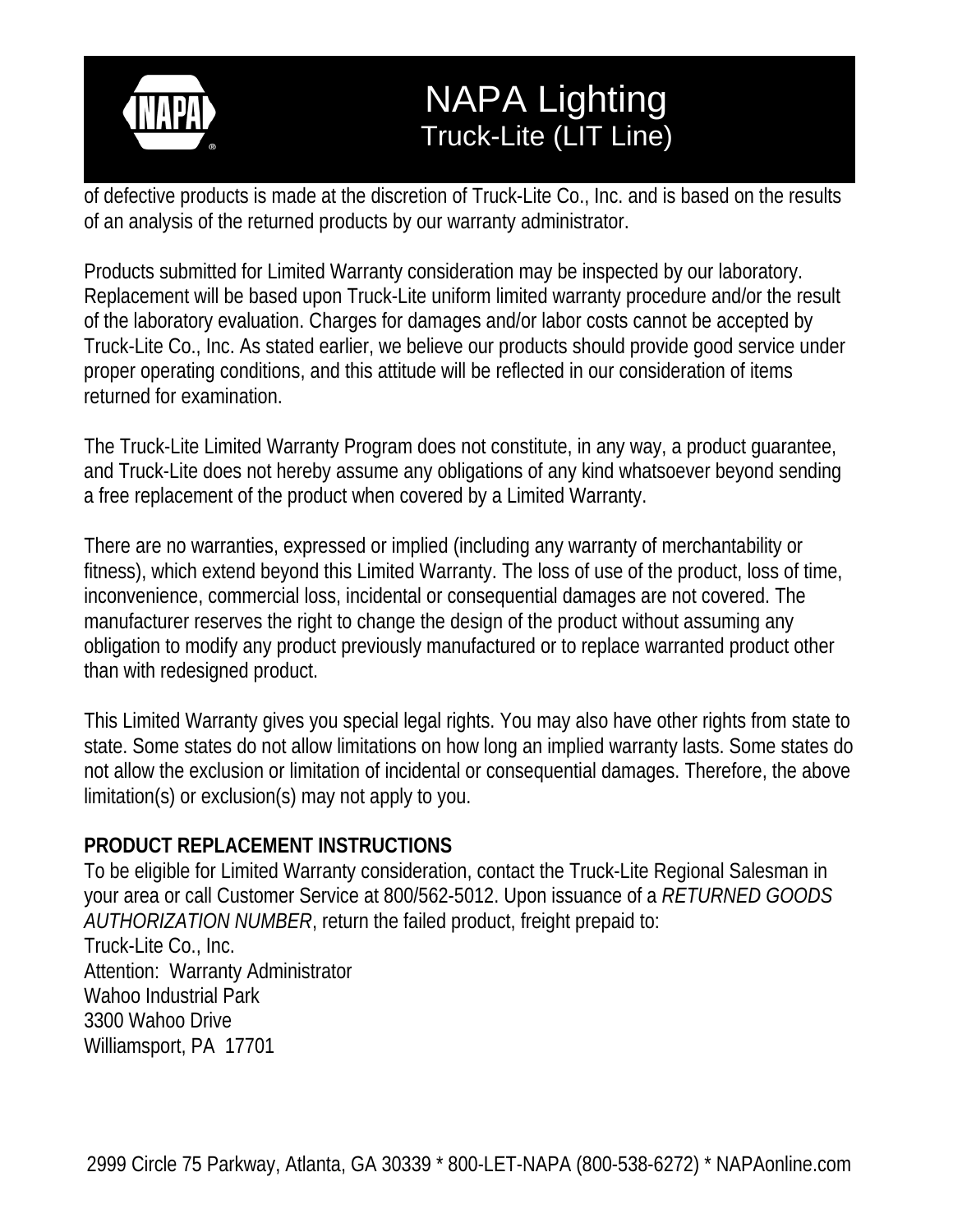of defective products is made at the discretion of Truck-Lite Co., Inc. and is based on the results of an analysis of the returned products by our warranty administrator.

Products submitted for Limited Warranty consideration may be inspected by our laboratory. Replacement will be based upon Truck-Lite uniform limited warranty procedure and/or the result of the laboratory evaluation. Charges for damages and/or labor costs cannot be accepted by Truck-Lite Co., Inc. As stated earlier, we believe our products should provide good service under proper operating conditions, and this attitude will be reflected in our consideration of items returned for examination.

The Truck-Lite Limited Warranty Program does not constitute, in any way, a product guarantee, and Truck-Lite does not hereby assume any obligations of any kind whatsoever beyond sending a free replacement of the product when covered by a Limited Warranty.

There are no warranties, expressed or implied (including any warranty of merchantability or fitness), which extend beyond this Limited Warranty. The loss of use of the product, loss of time, inconvenience, commercial loss, incidental or consequential damages are not covered. The manufacturer reserves the right to change the design of the product without assuming any obligation to modify any product previously manufactured or to replace warranted product other than with redesigned product.

This Limited Warranty gives you special legal rights. You may also have other rights from state to state. Some states do not allow limitations on how long an implied warranty lasts. Some states do not allow the exclusion or limitation of incidental or consequential damages. Therefore, the above limitation(s) or exclusion(s) may not apply to you.

**PRODUCT REPLACEMENT INSTRUCTIONS**

To be eligible for Limited Warranty consideration, contact the Truck-Lite Regional Salesman in your area or call Customer Service at 800/562-5012. Upon issuance of a *RETURNED GOODS AUTHORIZATION NUMBER*, return the failed product, freight prepaid to:
Truck-Lite Co., Inc.
Attention: Warranty Administrator
Wahoo Industrial Park
3300 Wahoo Drive
Williamsport, PA 17701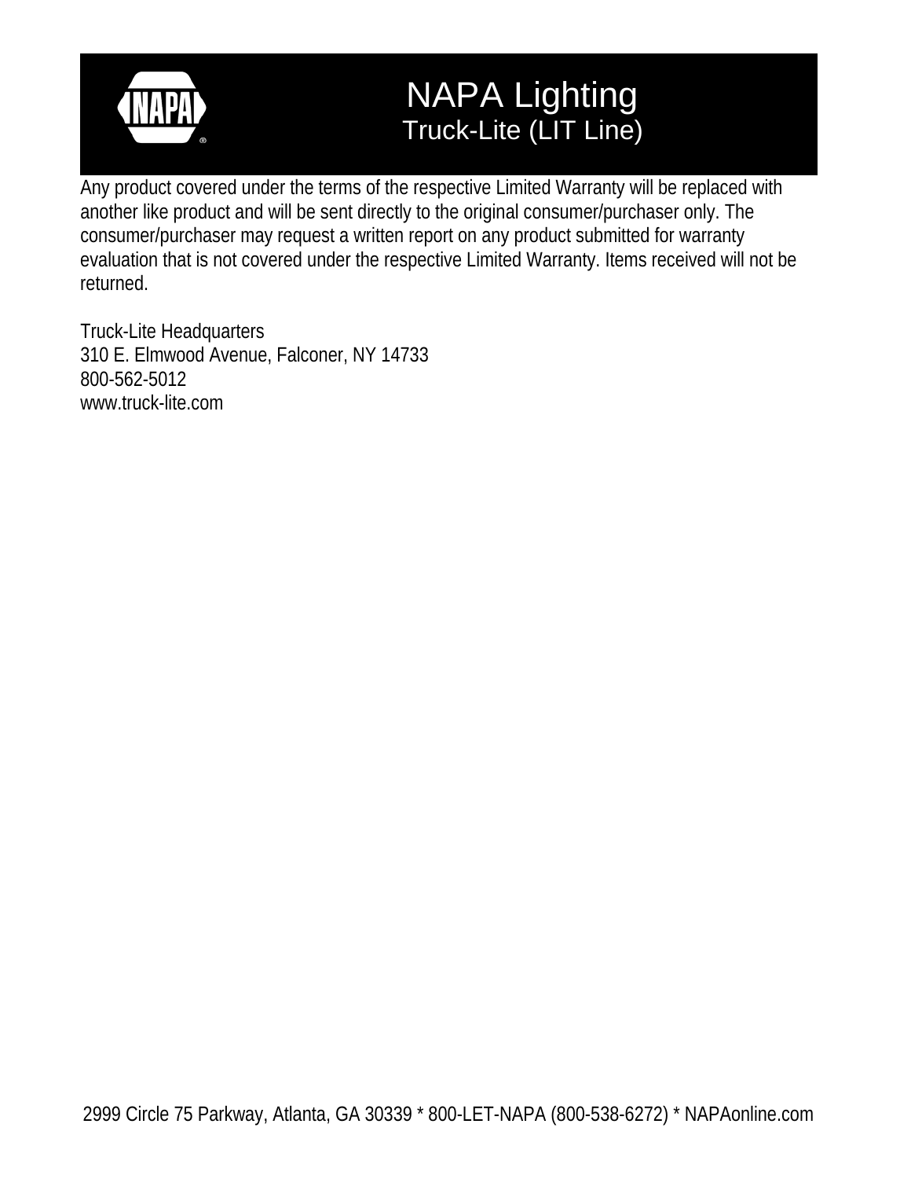# NAPA Lighting

## Truck-Lite (LIT Line)

Any product covered under the terms of the respective Limited Warranty will be replaced with another like product and will be sent directly to the original consumer/purchaser only. The consumer/purchaser may request a written report on any product submitted for warranty evaluation that is not covered under the respective Limited Warranty. Items received will not be returned.

Truck-Lite Headquarters  
310 E. Elmwood Avenue, Falconer, NY 14733  
800-562-5012  
www.truck-lite.com